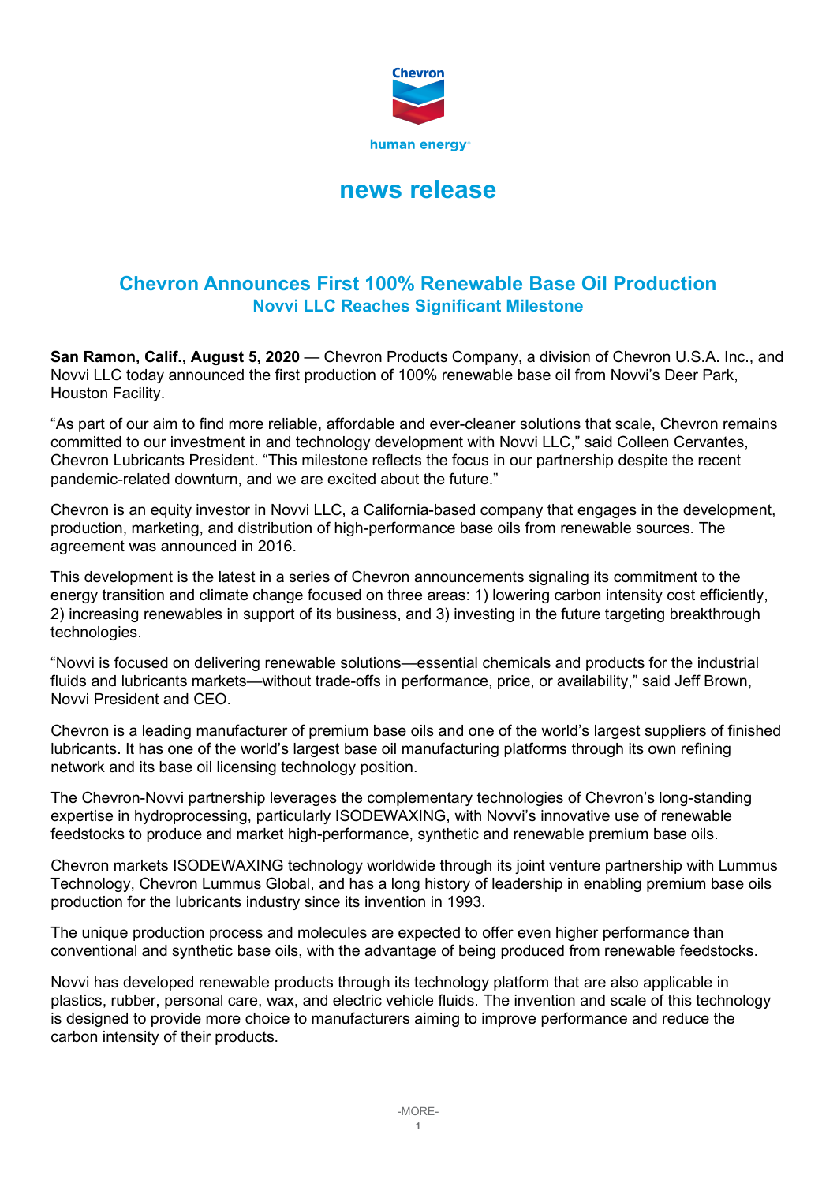Chevron

human energy

news release

# Chevron Announces First 100% Renewable Base Oil Production

## Novvi LLC Reaches Significant Milestone

**San Ramon, Calif., August 5, 2020** — Chevron Products Company, a division of Chevron U.S.A. Inc., and Novvi LLC today announced the first production of 100% renewable base oil from Novvi's Deer Park, Houston Facility.

"As part of our aim to find more reliable, affordable and ever-cleaner solutions that scale, Chevron remains committed to our investment in and technology development with Novvi LLC," said Colleen Cervantes, Chevron Lubricants President. "This milestone reflects the focus in our partnership despite the recent pandemic-related downturn, and we are excited about the future."

Chevron is an equity investor in Novvi LLC, a California-based company that engages in the development, production, marketing, and distribution of high-performance base oils from renewable sources. The agreement was announced in 2016.

This development is the latest in a series of Chevron announcements signaling its commitment to the energy transition and climate change focused on three areas: 1) lowering carbon intensity cost efficiently, 2) increasing renewables in support of its business, and 3) investing in the future targeting breakthrough technologies.

"Novvi is focused on delivering renewable solutions—essential chemicals and products for the industrial fluids and lubricants markets—without trade-offs in performance, price, or availability," said Jeff Brown, Novvi President and CEO.

Chevron is a leading manufacturer of premium base oils and one of the world's largest suppliers of finished lubricants. It has one of the world's largest base oil manufacturing platforms through its own refining network and its base oil licensing technology position.

The Chevron-Novvi partnership leverages the complementary technologies of Chevron's long-standing expertise in hydroprocessing, particularly ISODEWAXING, with Novvi's innovative use of renewable feedstocks to produce and market high-performance, synthetic and renewable premium base oils.

Chevron markets ISODEWAXING technology worldwide through its joint venture partnership with Lummus Technology, Chevron Lummus Global, and has a long history of leadership in enabling premium base oils production for the lubricants industry since its invention in 1993.

The unique production process and molecules are expected to offer even higher performance than conventional and synthetic base oils, with the advantage of being produced from renewable feedstocks.

Novvi has developed renewable products through its technology platform that are also applicable in plastics, rubber, personal care, wax, and electric vehicle fluids. The invention and scale of this technology is designed to provide more choice to manufacturers aiming to improve performance and reduce the carbon intensity of their products.

-MORE-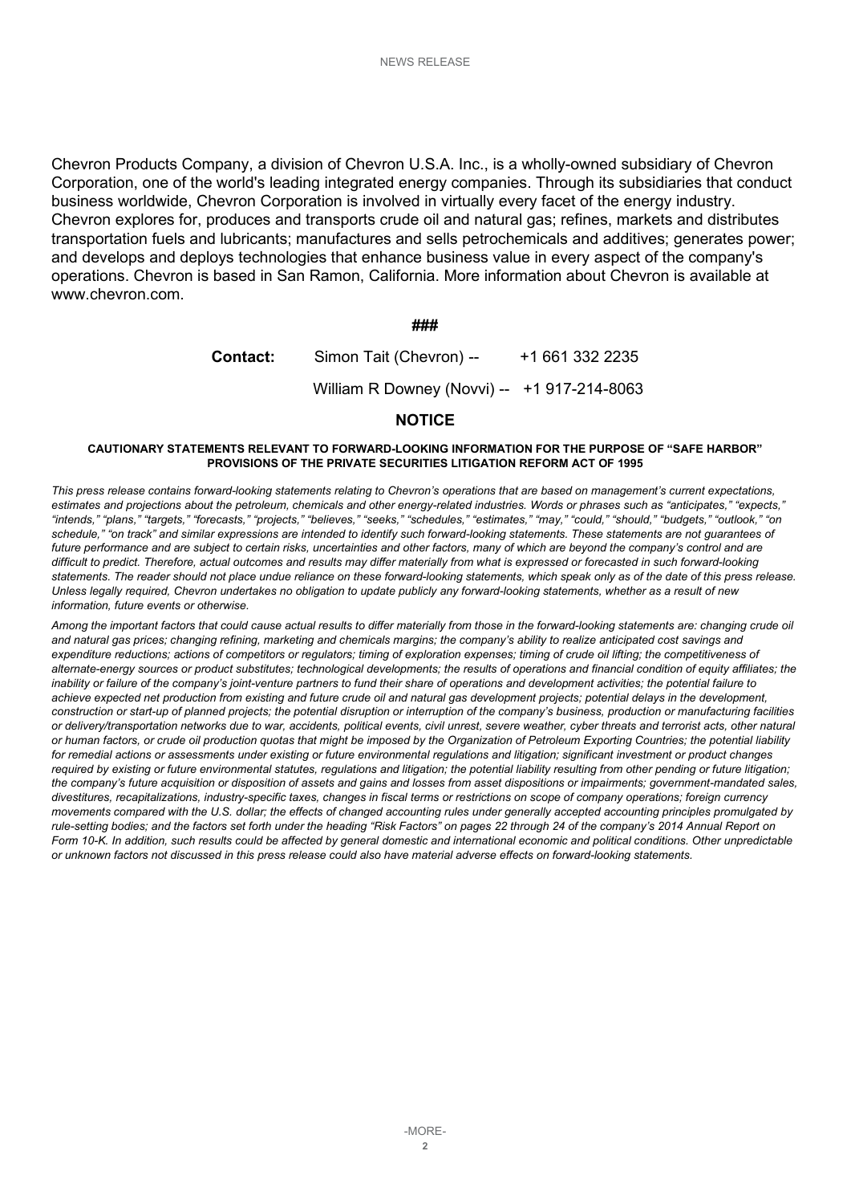Chevron Products Company, a division of Chevron U.S.A. Inc., is a wholly-owned subsidiary of Chevron Corporation, one of the world's leading integrated energy companies. Through its subsidiaries that conduct business worldwide, Chevron Corporation is involved in virtually every facet of the energy industry. Chevron explores for, produces and transports crude oil and natural gas; refines, markets and distributes transportation fuels and lubricants; manufactures and sells petrochemicals and additives; generates power; and develops and deploys technologies that enhance business value in every aspect of the company's operations. Chevron is based in San Ramon, California. More information about Chevron is available at www.chevron.com.

**###**

**Contact:** Simon Tait (Chevron) -- +1 661 332 2235

William R Downey (Novvi) -- +1 917-214-8063

## NOTICE

**CAUTIONARY STATEMENTS RELEVANT TO FORWARD-LOOKING INFORMATION FOR THE PURPOSE OF "SAFE HARBOR" PROVISIONS OF THE PRIVATE SECURITIES LITIGATION REFORM ACT OF 1995**

*This press release contains forward-looking statements relating to Chevron's operations that are based on management's current expectations, estimates and projections about the petroleum, chemicals and other energy-related industries. Words or phrases such as "anticipates," "expects," "intends," "plans," "targets," "forecasts," "projects," "believes," "seeks," "schedules," "estimates," "may," "could," "should," "budgets," "outlook," "on schedule," "on track" and similar expressions are intended to identify such forward-looking statements. These statements are not guarantees of future performance and are subject to certain risks, uncertainties and other factors, many of which are beyond the company's control and are difficult to predict. Therefore, actual outcomes and results may differ materially from what is expressed or forecasted in such forward-looking statements. The reader should not place undue reliance on these forward-looking statements, which speak only as of the date of this press release. Unless legally required, Chevron undertakes no obligation to update publicly any forward-looking statements, whether as a result of new information, future events or otherwise.*

*Among the important factors that could cause actual results to differ materially from those in the forward-looking statements are: changing crude oil and natural gas prices; changing refining, marketing and chemicals margins; the company's ability to realize anticipated cost savings and expenditure reductions; actions of competitors or regulators; timing of exploration expenses; timing of crude oil lifting; the competitiveness of alternate-energy sources or product substitutes; technological developments; the results of operations and financial condition of equity affiliates; the inability or failure of the company's joint-venture partners to fund their share of operations and development activities; the potential failure to achieve expected net production from existing and future crude oil and natural gas development projects; potential delays in the development, construction or start-up of planned projects; the potential disruption or interruption of the company's business, production or manufacturing facilities or delivery/transportation networks due to war, accidents, political events, civil unrest, severe weather, cyber threats and terrorist acts, other natural or human factors, or crude oil production quotas that might be imposed by the Organization of Petroleum Exporting Countries; the potential liability for remedial actions or assessments under existing or future environmental regulations and litigation; significant investment or product changes required by existing or future environmental statutes, regulations and litigation; the potential liability resulting from other pending or future litigation; the company's future acquisition or disposition of assets and gains and losses from asset dispositions or impairments; government-mandated sales, divestitures, recapitalizations, industry-specific taxes, changes in fiscal terms or restrictions on scope of company operations; foreign currency movements compared with the U.S. dollar; the effects of changed accounting rules under generally accepted accounting principles promulgated by rule-setting bodies; and the factors set forth under the heading "Risk Factors" on pages 22 through 24 of the company's 2014 Annual Report on Form 10-K. In addition, such results could be affected by general domestic and international economic and political conditions. Other unpredictable or unknown factors not discussed in this press release could also have material adverse effects on forward-looking statements.*

-MORE-